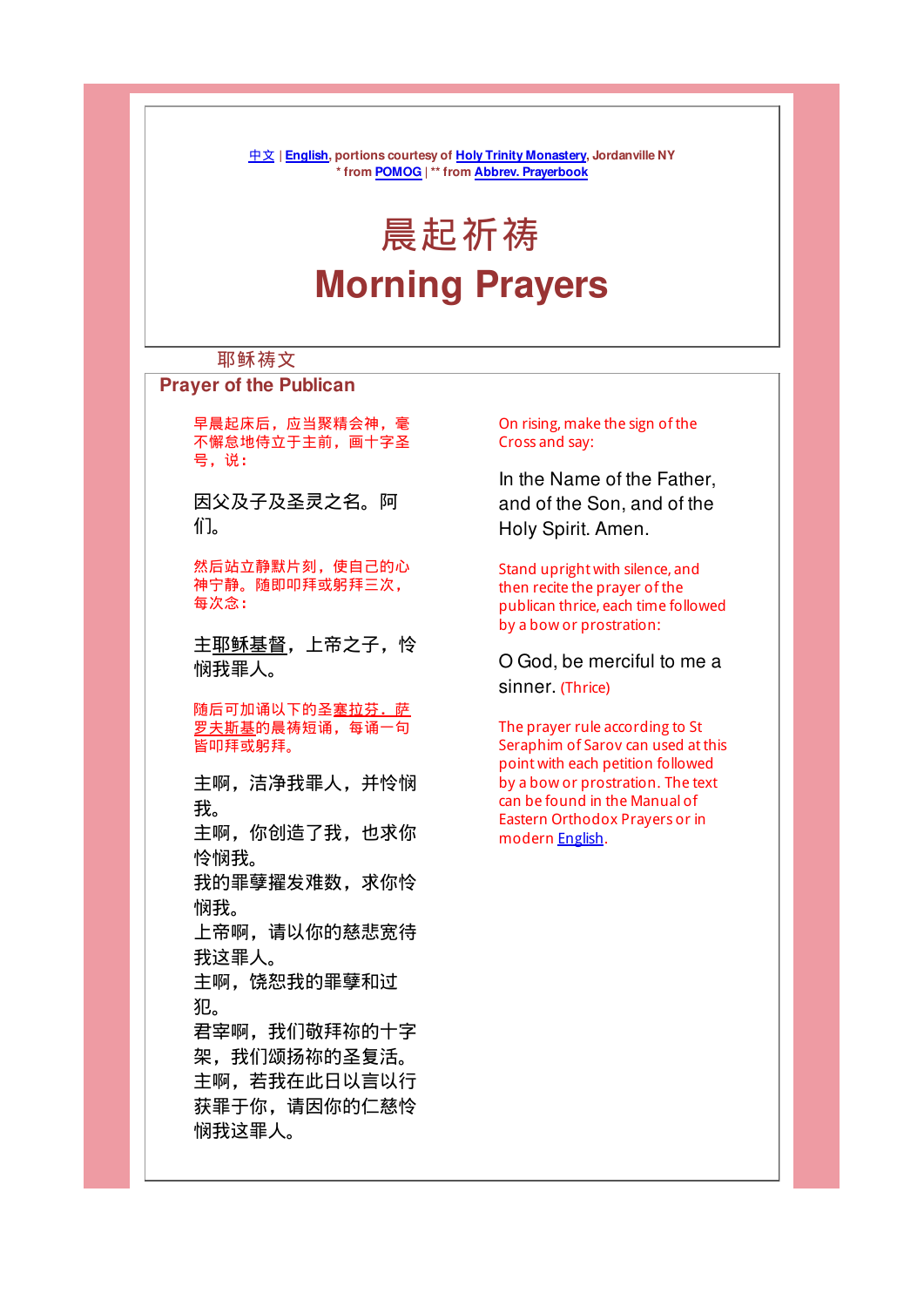中文 | English, portions courtesy of Holy Trinity Monastery, Jordanville NY
* from POMOG | ** from Abbrev. Prayerbook

# 晨起祈祷
# Morning Prayers

## 耶稣祷文
## Prayer of the Publican

早晨起床后，应当聚精会神，毫不懈怠地侍立于主前，画十字圣号，说：

因父及子及圣灵之名。阿们。

然后站立静默片刻，使自己的心神宁静。随即叩拜或躬拜三次，每次念：

主耶稣基督，上帝之子，怜悯我罪人。

随后可加诵以下的圣塞拉芬．萨罗夫斯基的晨祷短诵，每诵一句皆叩拜或躬拜。

主啊，洁净我罪人，并怜悯我。
主啊，你创造了我，也求你怜悯我。
我的罪孽擢发难数，求你怜悯我。
上帝啊，请以你的慈悲宽待我这罪人。
主啊，饶恕我的罪孽和过犯。
君宰啊，我们敬拜祢的十字架，我们颂扬祢的圣复活。
主啊，若我在此日以言以行获罪于你，请因你的仁慈怜悯我这罪人。

On rising, make the sign of the Cross and say:

In the Name of the Father, and of the Son, and of the Holy Spirit. Amen.

Stand upright with silence, and then recite the prayer of the publican thrice, each time followed by a bow or prostration:

O God, be merciful to me a sinner. (Thrice)

The prayer rule according to St Seraphim of Sarov can used at this point with each petition followed by a bow or prostration. The text can be found in the Manual of Eastern Orthodox Prayers or in modern English.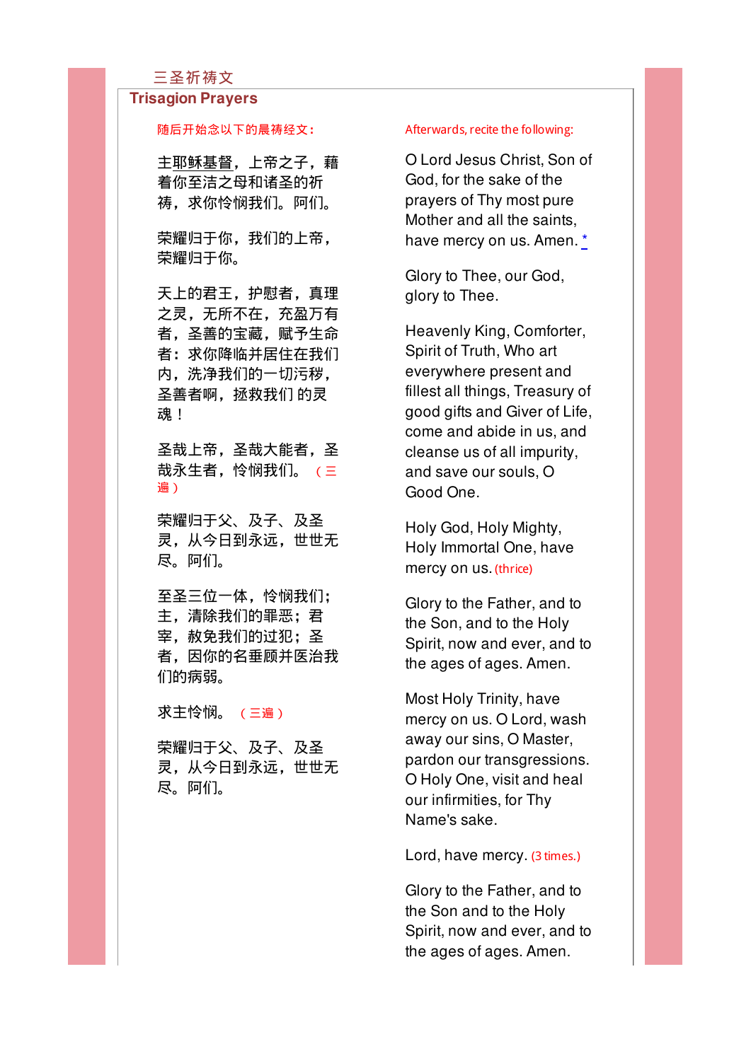# 三圣祈祷文

## Trisagion Prayers

随后开始念以下的晨祷经文：

主耶稣基督，上帝之子，藉着你至洁之母和诸圣的祈祷，求你怜悯我们。阿们。

荣耀归于你，我们的上帝，荣耀归于你。

天上的君王，护慰者，真理之灵，无所不在，充盈万有者，圣善的宝藏，赋予生命者：求你降临并居住在我们内，洗净我们的一切污秽，圣善者啊，拯救我们 的灵魂！

圣哉上帝，圣哉大能者，圣哉永生者，怜悯我们。（三遍）

荣耀归于父、及子、及圣灵，从今日到永远，世世无尽。阿们。

至圣三位一体，怜悯我们；主，清除我们的罪恶；君宰，赦免我们的过犯；圣者，因你的名垂顾并医治我们的病弱。

求主怜悯。（三遍）

荣耀归于父、及子、及圣灵，从今日到永远，世世无尽。阿们。

Afterwards, recite the following:

O Lord Jesus Christ, Son of God, for the sake of the prayers of Thy most pure Mother and all the saints, have mercy on us. Amen. *

Glory to Thee, our God, glory to Thee.

Heavenly King, Comforter, Spirit of Truth, Who art everywhere present and fillest all things, Treasury of good gifts and Giver of Life, come and abide in us, and cleanse us of all impurity, and save our souls, O Good One.

Holy God, Holy Mighty, Holy Immortal One, have mercy on us. (thrice)

Glory to the Father, and to the Son, and to the Holy Spirit, now and ever, and to the ages of ages. Amen.

Most Holy Trinity, have mercy on us. O Lord, wash away our sins, O Master, pardon our transgressions. O Holy One, visit and heal our infirmities, for Thy Name's sake.

Lord, have mercy. (3 times.)

Glory to the Father, and to the Son and to the Holy Spirit, now and ever, and to the ages of ages. Amen.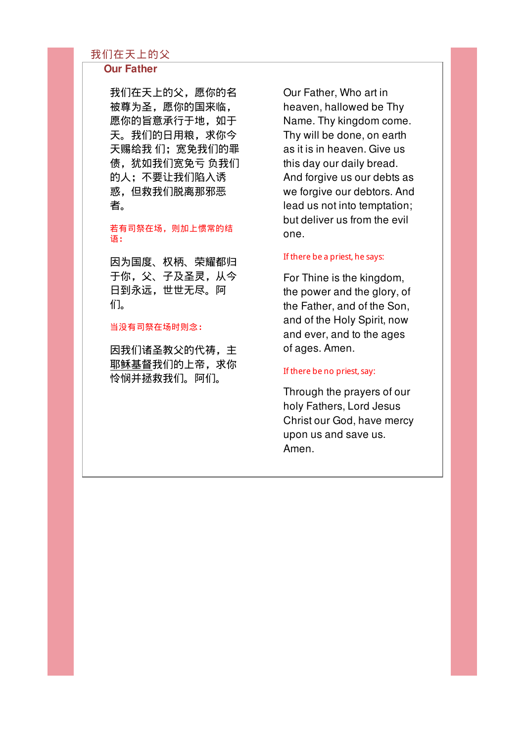## 我们在天上的父

## Our Father

我们在天上的父，愿你的名被尊为圣，愿你的国来临，愿你的旨意承行于地，如于天。我们的日用粮，求你今天赐给我 们；宽免我们的罪债，犹如我们宽免亏 负我们的人；不要让我们陷入诱惑，但救我们脱离那邪恶者。

若有司祭在场，则加上惯常的结语：

因为国度、权柄、荣耀都归于你，父、子及圣灵，从今日到永远，世世无尽。阿们。

当没有司祭在场时则念：

因我们诸圣教父的代祷，主耶稣基督我们的上帝，求你怜悯并拯救我们。阿们。

Our Father, Who art in heaven, hallowed be Thy Name. Thy kingdom come. Thy will be done, on earth as it is in heaven. Give us this day our daily bread. And forgive us our debts as we forgive our debtors. And lead us not into temptation; but deliver us from the evil one.

If there be a priest, he says:

For Thine is the kingdom, the power and the glory, of the Father, and of the Son, and of the Holy Spirit, now and ever, and to the ages of ages. Amen.

If there be no priest, say:

Through the prayers of our holy Fathers, Lord Jesus Christ our God, have mercy upon us and save us. Amen.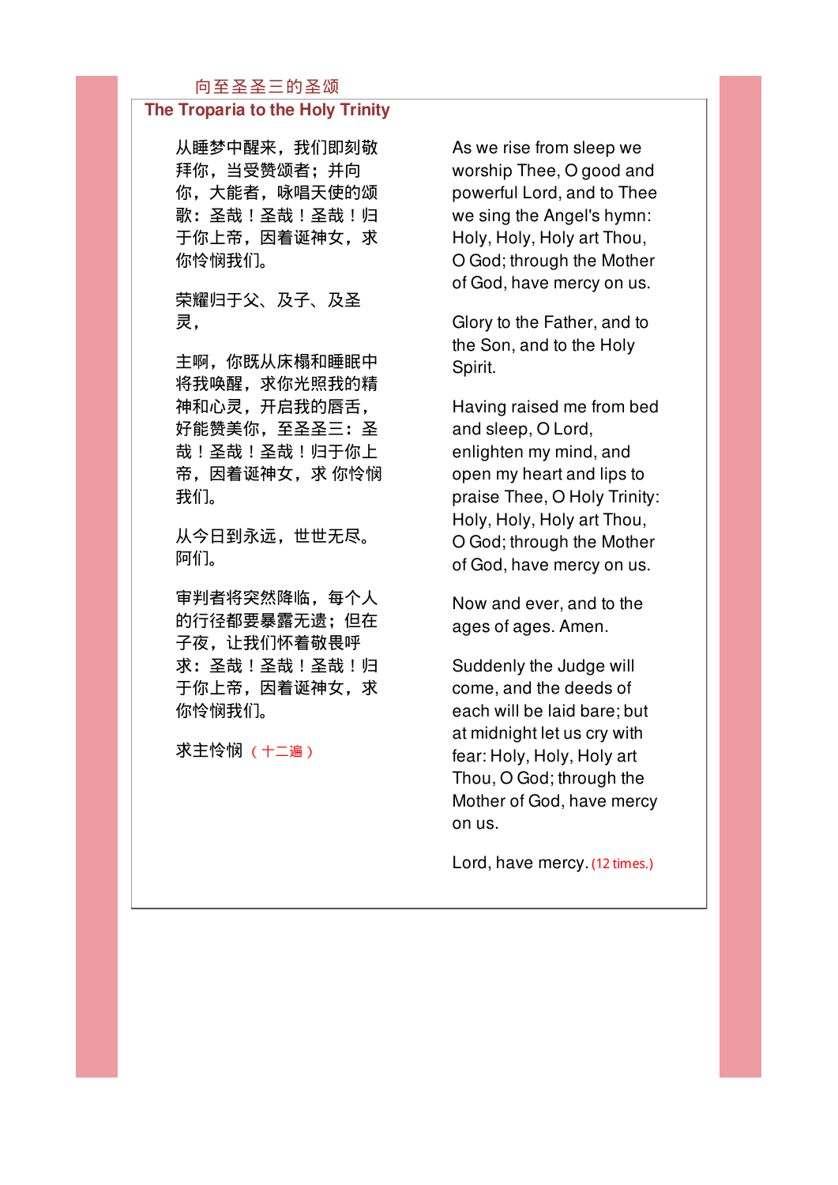## 向至圣圣三的圣颂

## The Troparia to the Holy Trinity

从睡梦中醒来，我们即刻敬拜你，当受赞颂者；并向你，大能者，咏唱天使的颂歌：圣哉！圣哉！圣哉！归于你上帝，因着诞神女，求你怜悯我们。

荣耀归于父、及子、及圣灵，

主啊，你既从床榻和睡眠中将我唤醒，求你光照我的精神和心灵，开启我的唇舌，好能赞美你，至圣圣三：圣哉！圣哉！圣哉！归于你上帝，因着诞神女，求 你怜悯我们。

从今日到永远，世世无尽。阿们。

审判者将突然降临，每个人的行径都要暴露无遗；但在子夜，让我们怀着敬畏呼求：圣哉！圣哉！圣哉！归于你上帝，因着诞神女，求你怜悯我们。

求主怜悯 （十二遍）

As we rise from sleep we worship Thee, O good and powerful Lord, and to Thee we sing the Angel's hymn: Holy, Holy, Holy art Thou, O God; through the Mother of God, have mercy on us.

Glory to the Father, and to the Son, and to the Holy Spirit.

Having raised me from bed and sleep, O Lord, enlighten my mind, and open my heart and lips to praise Thee, O Holy Trinity: Holy, Holy, Holy art Thou, O God; through the Mother of God, have mercy on us.

Now and ever, and to the ages of ages. Amen.

Suddenly the Judge will come, and the deeds of each will be laid bare; but at midnight let us cry with fear: Holy, Holy, Holy art Thou, O God; through the Mother of God, have mercy on us.

Lord, have mercy. (12 times.)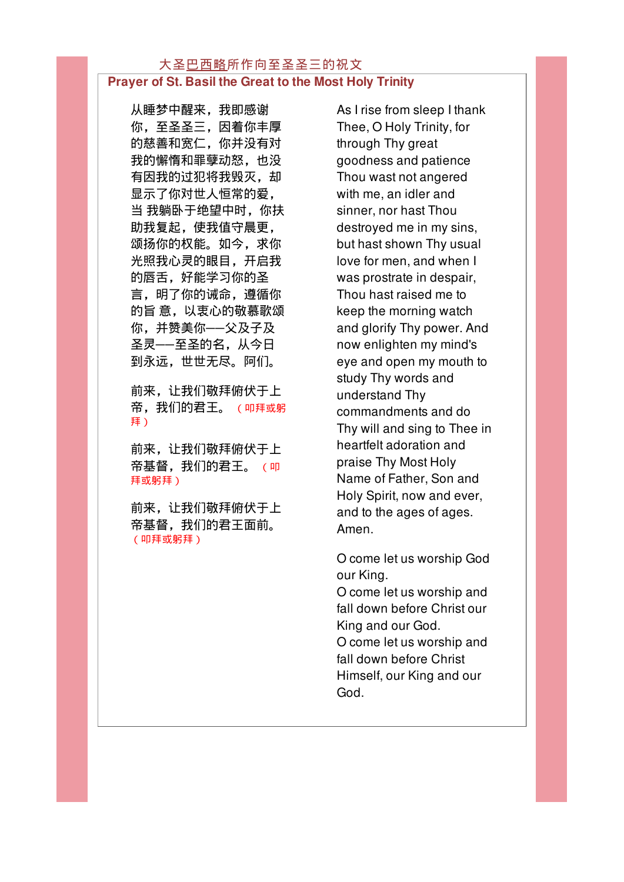## 大圣巴西略所作向至圣圣三的祝文

## Prayer of St. Basil the Great to the Most Holy Trinity

从睡梦中醒来，我即感谢你，至圣圣三，因着你丰厚的慈善和宽仁，你并没有对我的懈惰和罪孽动怒，也没有因我的过犯将我毁灭，却显示了你对世人恒常的爱，当 我躺卧于绝望中时，你扶助我复起，使我值守晨更，颂扬你的权能。如今，求你光照我心灵的眼目，开启我的唇舌，好能学习你的圣言，明了你的诫命，遵循你的旨 意，以衷心的敬慕歌颂你，并赞美你——父及子及圣灵——至圣的名，从今日到永远，世世无尽。阿们。

前来，让我们敬拜俯伏于上帝，我们的君王。（叩拜或躬拜）

前来，让我们敬拜俯伏于上帝基督，我们的君王。（叩拜或躬拜）

前来，让我们敬拜俯伏于上帝基督，我们的君王面前。（叩拜或躬拜）

As I rise from sleep I thank Thee, O Holy Trinity, for through Thy great goodness and patience Thou wast not angered with me, an idler and sinner, nor hast Thou destroyed me in my sins, but hast shown Thy usual love for men, and when I was prostrate in despair, Thou hast raised me to keep the morning watch and glorify Thy power. And now enlighten my mind's eye and open my mouth to study Thy words and understand Thy commandments and do Thy will and sing to Thee in heartfelt adoration and praise Thy Most Holy Name of Father, Son and Holy Spirit, now and ever, and to the ages of ages. Amen.

O come let us worship God our King.
O come let us worship and fall down before Christ our King and our God.
O come let us worship and fall down before Christ Himself, our King and our God.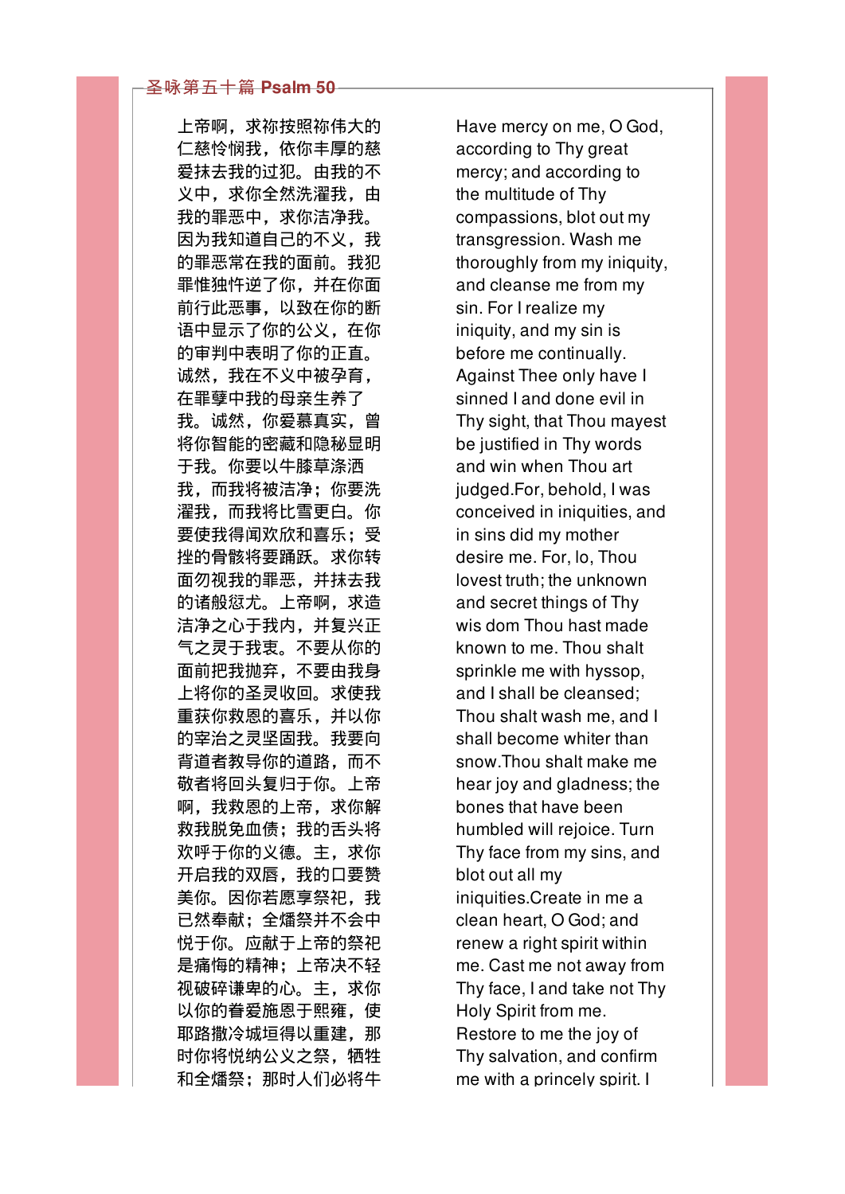## 圣咏第五十篇 Psalm 50

上帝啊，求祢按照祢伟大的仁慈怜悯我，依你丰厚的慈爱抹去我的过犯。由我的不义中，求你全然洗濯我，由我的罪恶中，求你洁净我。因为我知道自己的不义，我的罪恶常在我的面前。我犯罪惟独忤逆了你，并在你面前行此恶事，以致在你的断语中显示了你的公义，在你的审判中表明了你的正直。诚然，我在不义中被孕育，在罪孽中我的母亲生养了我。诚然，你爱慕真实，曾将你智能的密藏和隐秘显明于我。你要以牛膝草涤洒我，而我将被洁净；你要洗濯我，而我将比雪更白。你要使我得闻欢欣和喜乐；受挫的骨骸将要踊跃。求你转面勿视我的罪恶，并抹去我的诸般愆尤。上帝啊，求造洁净之心于我内，并复兴正气之灵于我衷。不要从你的面前把我抛弃，不要由我身上将你的圣灵收回。求使我重获你救恩的喜乐，并以你的宰治之灵坚固我。我要向背道者教导你的道路，而不敬者将回头复归于你。上帝啊，我救恩的上帝，求你解救我脱免血债；我的舌头将欢呼于你的义德。主，求你开启我的双唇，我的口要赞美你。因你若愿享祭祀，我已然奉献；全燔祭并不会中悦于你。应献于上帝的祭祀是痛悔的精神；上帝决不轻视破碎谦卑的心。主，求你以你的眷爱施恩于熙雍，使耶路撒冷城垣得以重建，那时你将悦纳公义之祭，牺牲和全燔祭；那时人们必将牛

Have mercy on me, O God, according to Thy great mercy; and according to the multitude of Thy compassions, blot out my transgression. Wash me thoroughly from my iniquity, and cleanse me from my sin. For I realize my iniquity, and my sin is before me continually. Against Thee only have I sinned I and done evil in Thy sight, that Thou mayest be justified in Thy words and win when Thou art judged.For, behold, I was conceived in iniquities, and in sins did my mother desire me. For, lo, Thou lovest truth; the unknown and secret things of Thy wis dom Thou hast made known to me. Thou shalt sprinkle me with hyssop, and I shall be cleansed; Thou shalt wash me, and I shall become whiter than snow.Thou shalt make me hear joy and gladness; the bones that have been humbled will rejoice. Turn Thy face from my sins, and blot out all my iniquities.Create in me a clean heart, O God; and renew a right spirit within me. Cast me not away from Thy face, I and take not Thy Holy Spirit from me. Restore to me the joy of Thy salvation, and confirm me with a princely spirit. I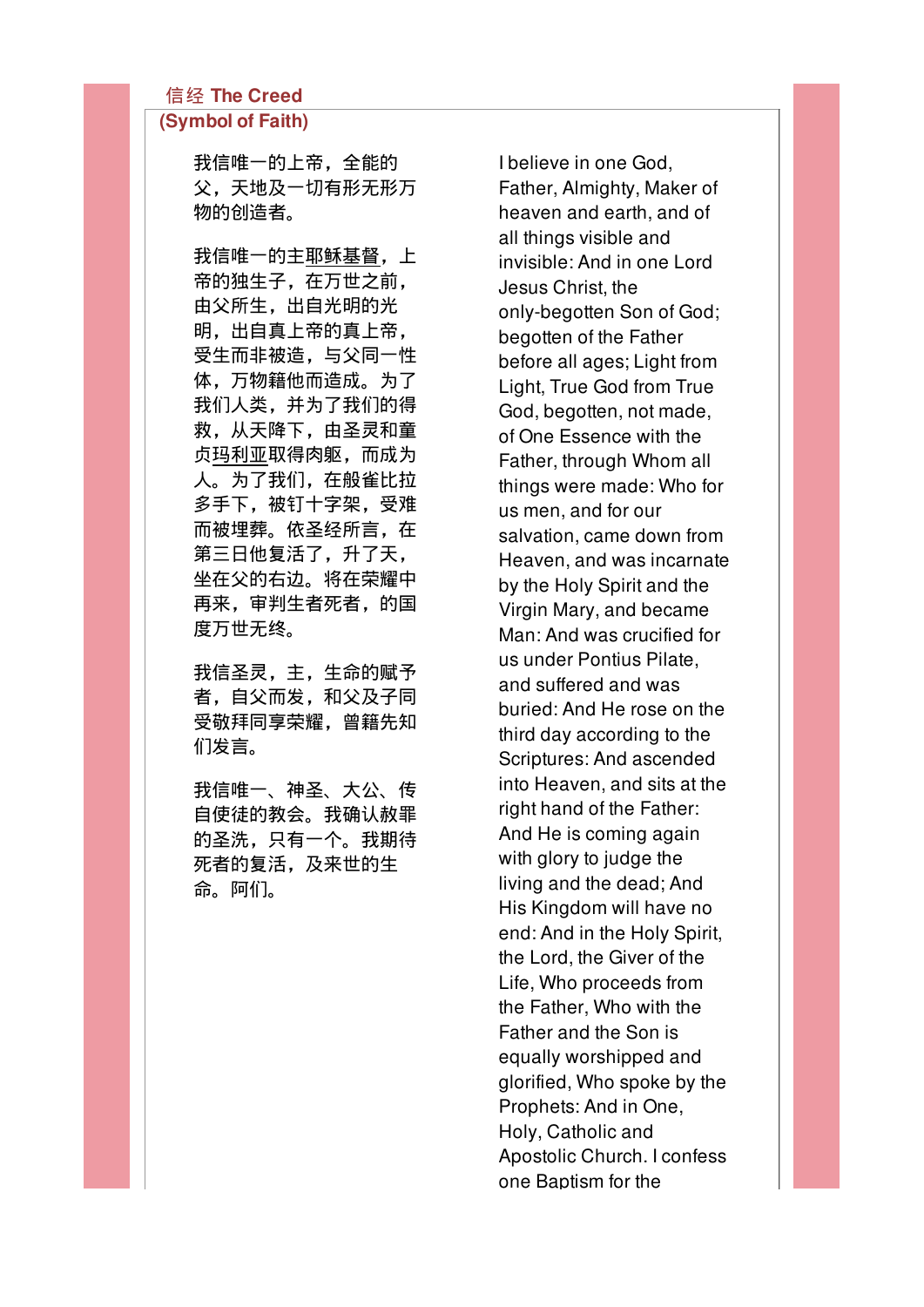## 信经 The Creed (Symbol of Faith)

我信唯一的上帝，全能的父，天地及一切有形无形万物的创造者。

我信唯一的主耶稣基督，上帝的独生子，在万世之前，由父所生，出自光明的光明，出自真上帝的真上帝，受生而非被造，与父同一性体，万物籍他而造成。为了我们人类，并为了我们的得救，从天降下，由圣灵和童贞玛利亚取得肉躯，而成为人。为了我们，在般雀比拉多手下，被钉十字架，受难而被埋葬。依圣经所言，在第三日他复活了，升了天，坐在父的右边。将在荣耀中再来，审判生者死者，的国度万世无终。

我信圣灵，主，生命的赋予者，自父而发，和父及子同受敬拜同享荣耀，曾籍先知们发言。

我信唯一、神圣、大公、传自使徒的教会。我确认赦罪的圣洗，只有一个。我期待死者的复活，及来世的生命。阿们。

I believe in one God, Father, Almighty, Maker of heaven and earth, and of all things visible and invisible: And in one Lord Jesus Christ, the only-begotten Son of God; begotten of the Father before all ages; Light from Light, True God from True God, begotten, not made, of One Essence with the Father, through Whom all things were made: Who for us men, and for our salvation, came down from Heaven, and was incarnate by the Holy Spirit and the Virgin Mary, and became Man: And was crucified for us under Pontius Pilate, and suffered and was buried: And He rose on the third day according to the Scriptures: And ascended into Heaven, and sits at the right hand of the Father: And He is coming again with glory to judge the living and the dead; And His Kingdom will have no end: And in the Holy Spirit, the Lord, the Giver of the Life, Who proceeds from the Father, Who with the Father and the Son is equally worshipped and glorified, Who spoke by the Prophets: And in One, Holy, Catholic and Apostolic Church. I confess one Baptism for the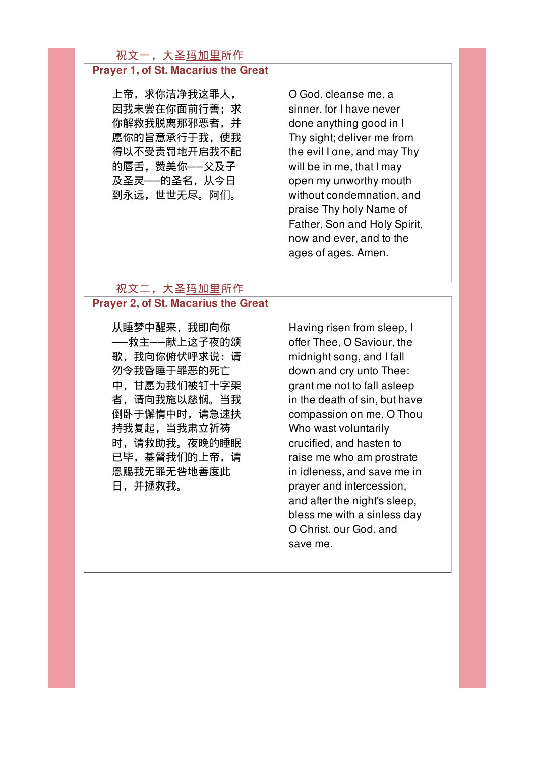## 祝文一，大圣玛加里所作

## Prayer 1, of St. Macarius the Great

上帝，求你洁净我这罪人，因我未尝在你面前行善；求你解救我脱离那邪恶者，并愿你的旨意承行于我，使我得以不受责罚地开启我不配的唇舌，赞美你——父及子及圣灵——的圣名，从今日到永远，世世无尽。阿们。

O God, cleanse me, a sinner, for I have never done anything good in Thy sight; deliver me from the evil one, and may Thy will be in me, that I may open my unworthy mouth without condemnation, and praise Thy holy Name of Father, Son and Holy Spirit, now and ever, and to the ages of ages. Amen.

## 祝文二，大圣玛加里所作

## Prayer 2, of St. Macarius the Great

从睡梦中醒来，我即向你——救主——献上这子夜的颂歌，我向你俯伏呼求说：请勿令我昏睡于罪恶的死亡中，甘愿为我们被钉十字架者，请向我施以慈悯。当我倒卧于懈惰中时，请急速扶持我复起，当我肃立祈祷时，请救助我。夜晚的睡眠已毕，基督我们的上帝，请恩赐我无罪无咎地善度此日，并拯救我。

Having risen from sleep, I offer Thee, O Saviour, the midnight song, and I fall down and cry unto Thee: grant me not to fall asleep in the death of sin, but have compassion on me, O Thou Who wast voluntarily crucified, and hasten to raise me who am prostrate in idleness, and save me in prayer and intercession, and after the night's sleep, bless me with a sinless day O Christ, our God, and save me.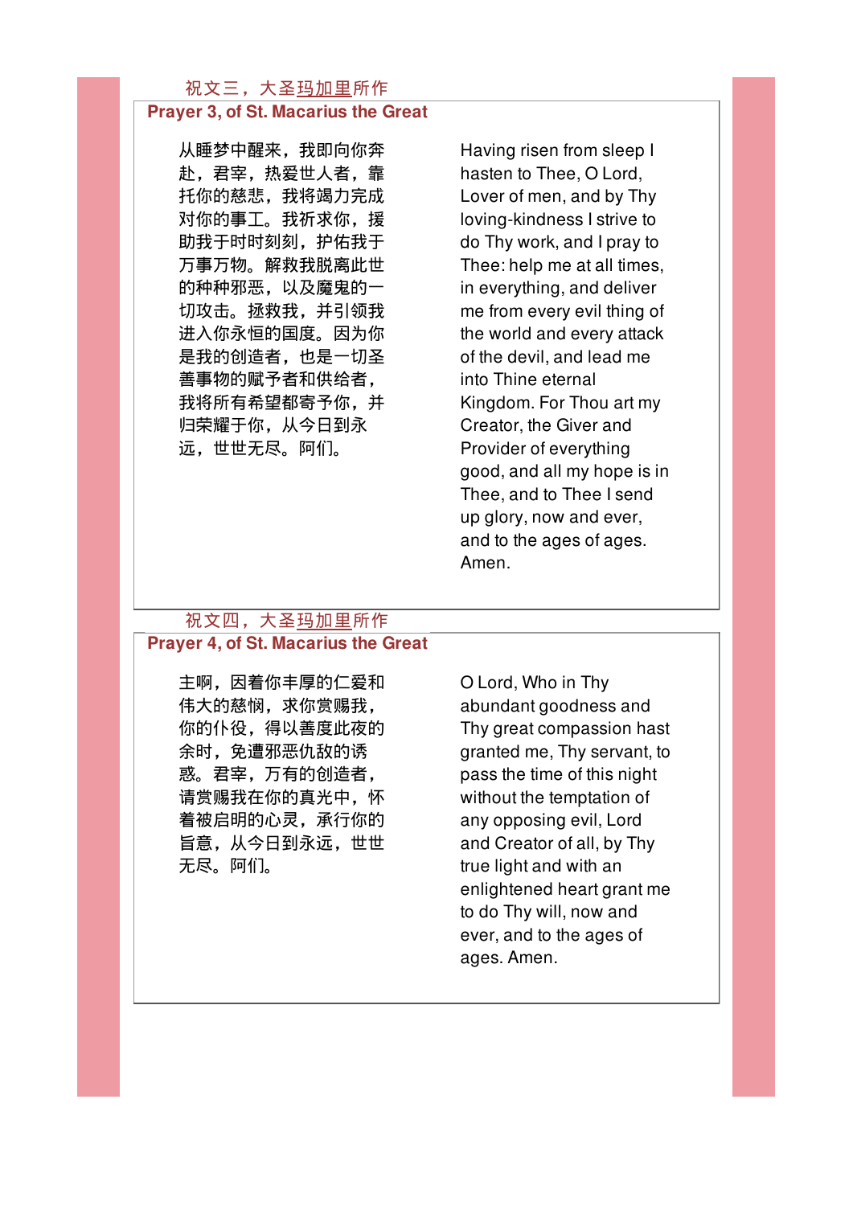## 祝文三，大圣玛加里所作

## Prayer 3, of St. Macarius the Great

从睡梦中醒来，我即向你奔赴，君宰，热爱世人者，靠托你的慈悲，我将竭力完成对你的事工。我祈求你，援助我于时时刻刻，护佑我于万事万物。解救我脱离此世的种种邪恶，以及魔鬼的一切攻击。拯救我，并引领我进入你永恒的国度。因为你是我的创造者，也是一切圣善事物的赋予者和供给者，我将所有希望都寄予你，并归荣耀于你，从今日到永远，世世无尽。阿们。

Having risen from sleep I hasten to Thee, O Lord, Lover of men, and by Thy loving-kindness I strive to do Thy work, and I pray to Thee: help me at all times, in everything, and deliver me from every evil thing of the world and every attack of the devil, and lead me into Thine eternal Kingdom. For Thou art my Creator, the Giver and Provider of everything good, and all my hope is in Thee, and to Thee I send up glory, now and ever, and to the ages of ages. Amen.

## 祝文四，大圣玛加里所作

## Prayer 4, of St. Macarius the Great

主啊，因着你丰厚的仁爱和伟大的慈悯，求你赏赐我，你的仆役，得以善度此夜的余时，免遭邪恶仇敌的诱惑。君宰，万有的创造者，请赏赐我在你的真光中，怀着被启明的心灵，承行你的旨意，从今日到永远，世世无尽。阿们。

O Lord, Who in Thy abundant goodness and Thy great compassion hast granted me, Thy servant, to pass the time of this night without the temptation of any opposing evil, Lord and Creator of all, by Thy true light and with an enlightened heart grant me to do Thy will, now and ever, and to the ages of ages. Amen.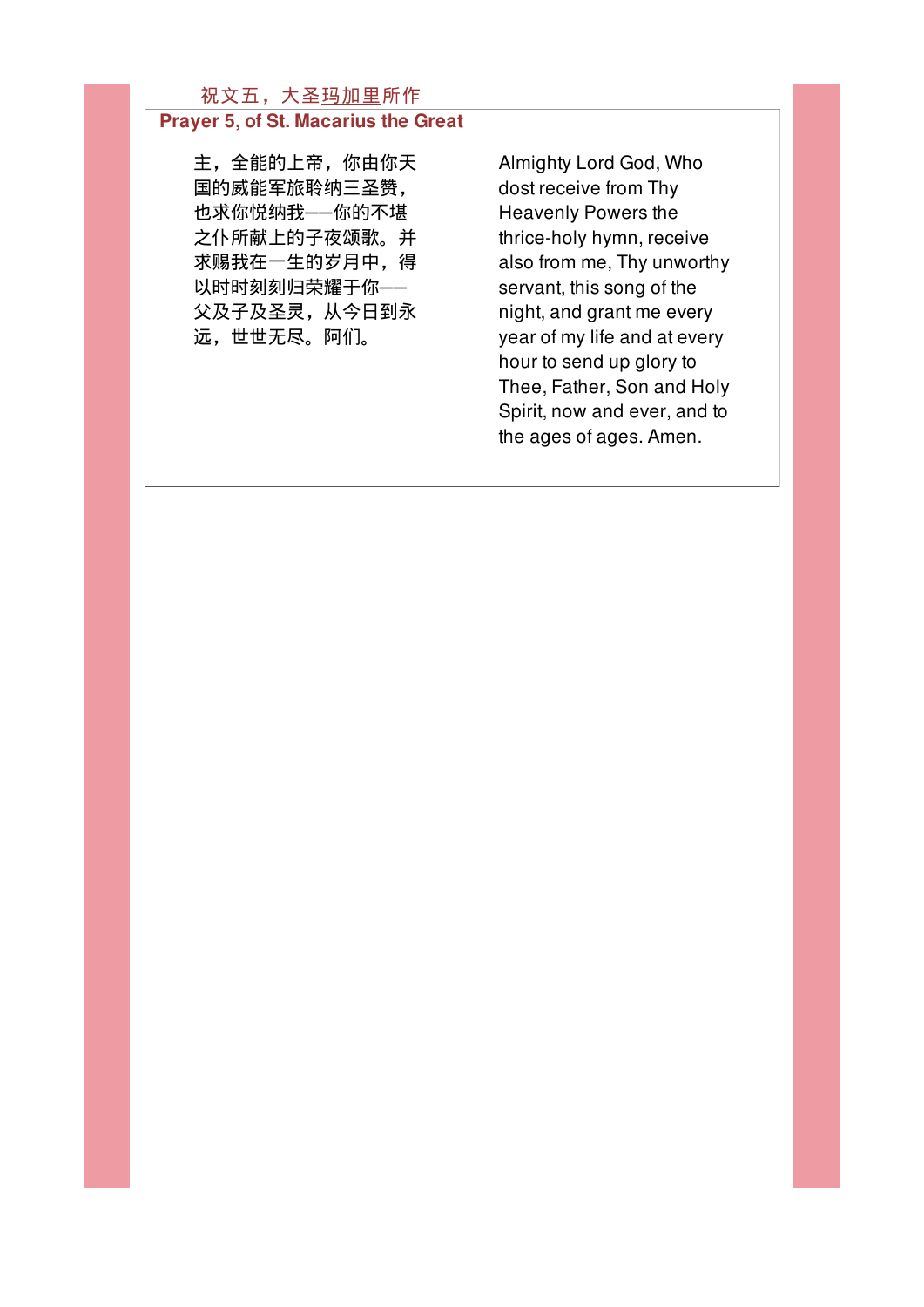祝文五，大圣玛加里所作

**Prayer 5, of St. Macarius the Great**

主，全能的上帝，你由你天国的威能军旅聆纳三圣赞，也求你悦纳我——你的不堪之仆所献上的子夜颂歌。并求赐我在一生的岁月中，得以时时刻刻归荣耀于你——父及子及圣灵，从今日到永远，世世无尽。阿们。

Almighty Lord God, Who dost receive from Thy Heavenly Powers the thrice-holy hymn, receive also from me, Thy unworthy servant, this song of the night, and grant me every year of my life and at every hour to send up glory to Thee, Father, Son and Holy Spirit, now and ever, and to the ages of ages. Amen.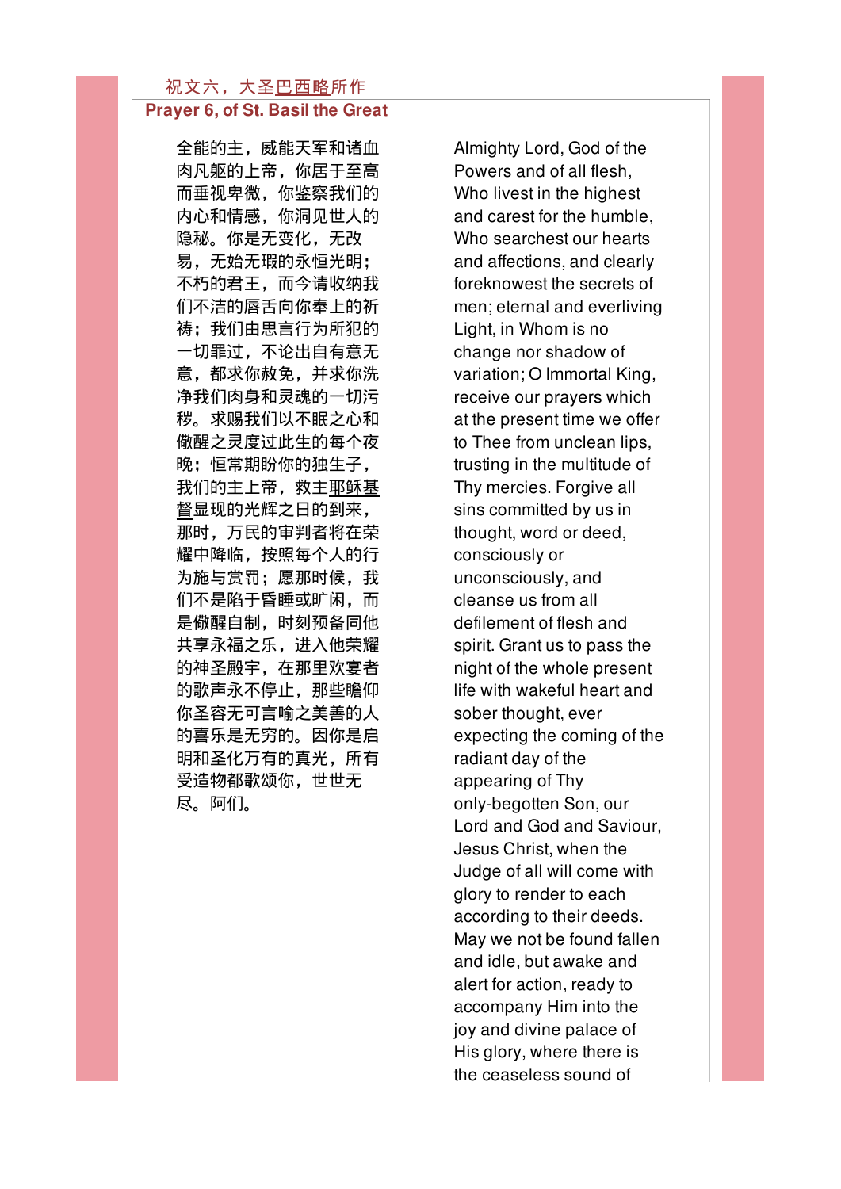## 祝文六，大圣巴西略所作

## Prayer 6, of St. Basil the Great

全能的主，威能天军和诸血肉凡躯的上帝，你居于至高而垂视卑微，你鉴察我们的内心和情感，你洞见世人的隐秘。你是无变化，无改易，无始无瑕的永恒光明；不朽的君王，而今请收纳我们不洁的唇舌向你奉上的祈祷；我们由思言行为所犯的一切罪过，不论出自有意无意，都求你赦免，并求你洗净我们肉身和灵魂的一切污秽。求赐我们以不眠之心和儆醒之灵度过此生的每个夜晚；恒常期盼你的独生子，我们的主上帝，救主耶稣基督显现的光辉之日的到来，那时，万民的审判者将在荣耀中降临，按照每个人的行为施与赏罚；愿那时候，我们不是陷于昏睡或旷闲，而是儆醒自制，时刻预备同他共享永福之乐，进入他荣耀的神圣殿宇，在那里欢宴者的歌声永不停止，那些瞻仰你圣容无可言喻之美善的人的喜乐是无穷的。因你是启明和圣化万有的真光，所有受造物都歌颂你，世世无尽。阿们。

Almighty Lord, God of the Powers and of all flesh, Who livest in the highest and carest for the humble, Who searchest our hearts and affections, and clearly foreknowest the secrets of men; eternal and everliving Light, in Whom is no change nor shadow of variation; O Immortal King, receive our prayers which at the present time we offer to Thee from unclean lips, trusting in the multitude of Thy mercies. Forgive all sins committed by us in thought, word or deed, consciously or unconsciously, and cleanse us from all defilement of flesh and spirit. Grant us to pass the night of the whole present life with wakeful heart and sober thought, ever expecting the coming of the radiant day of the appearing of Thy only-begotten Son, our Lord and God and Saviour, Jesus Christ, when the Judge of all will come with glory to render to each according to their deeds. May we not be found fallen and idle, but awake and alert for action, ready to accompany Him into the joy and divine palace of His glory, where there is the ceaseless sound of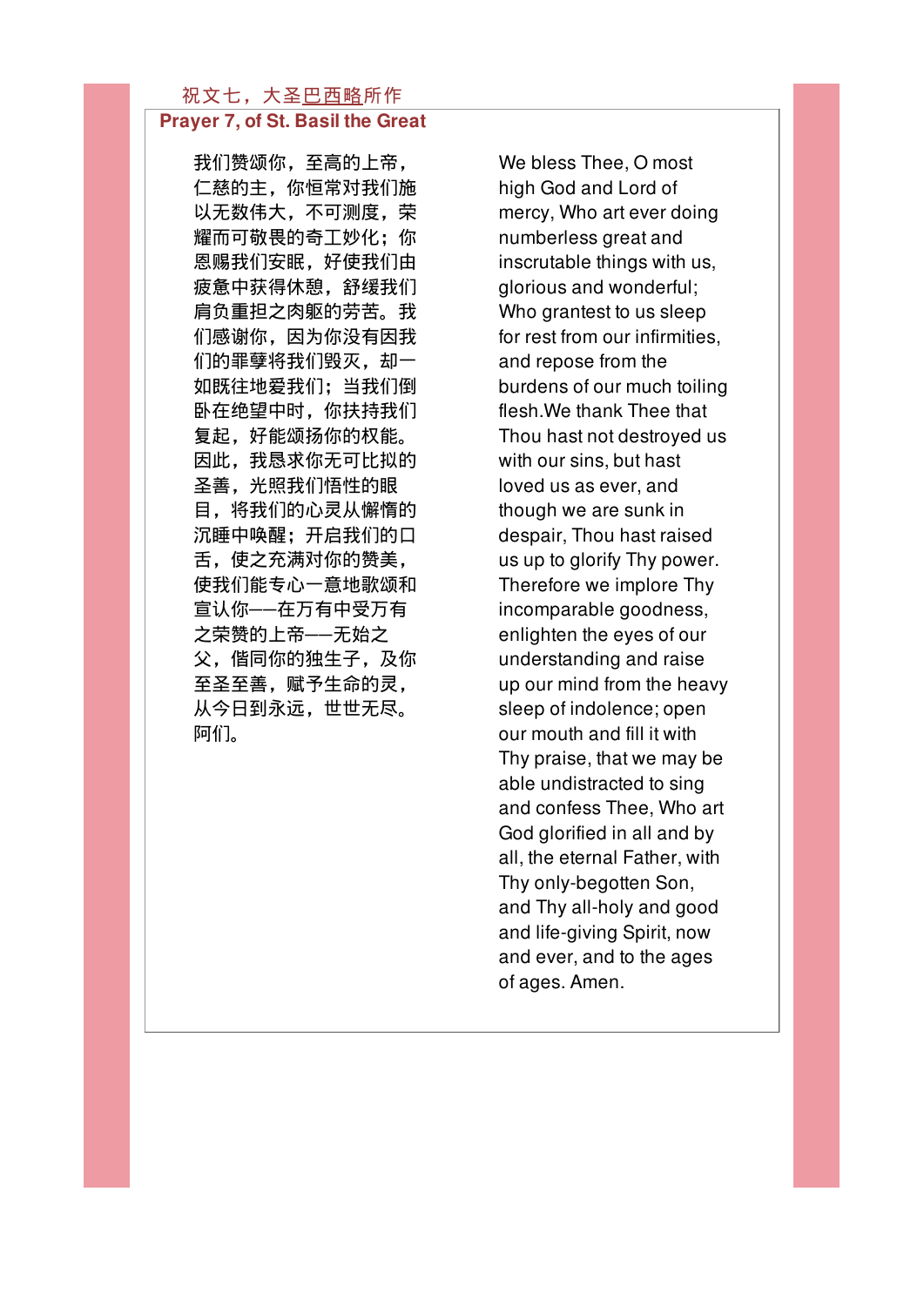祝文七，大圣巴西略所作

## Prayer 7, of St. Basil the Great

我们赞颂你，至高的上帝，仁慈的主，你恒常对我们施以无数伟大，不可测度，荣耀而可敬畏的奇工妙化；你恩赐我们安眠，好使我们由疲惫中获得休憩，舒缓我们肩负重担之肉躯的劳苦。我们感谢你，因为你没有因我们的罪孽将我们毁灭，却一如既往地爱我们；当我们倒卧在绝望中时，你扶持我们复起，好能颂扬你的权能。因此，我恳求你无可比拟的圣善，光照我们悟性的眼目，将我们的心灵从懈惰的沉睡中唤醒；开启我们的口舌，使之充满对你的赞美，使我们能专心一意地歌颂和宣认你——在万有中受万有之荣赞的上帝——无始之父，偕同你的独生子，及你至圣至善，赋予生命的灵，从今日到永远，世世无尽。阿们。

We bless Thee, O most high God and Lord of mercy, Who art ever doing numberless great and inscrutable things with us, glorious and wonderful; Who grantest to us sleep for rest from our infirmities, and repose from the burdens of our much toiling flesh.We thank Thee that Thou hast not destroyed us with our sins, but hast loved us as ever, and though we are sunk in despair, Thou hast raised us up to glorify Thy power. Therefore we implore Thy incomparable goodness, enlighten the eyes of our understanding and raise up our mind from the heavy sleep of indolence; open our mouth and fill it with Thy praise, that we may be able undistracted to sing and confess Thee, Who art God glorified in all and by all, the eternal Father, with Thy only-begotten Son, and Thy all-holy and good and life-giving Spirit, now and ever, and to the ages of ages. Amen.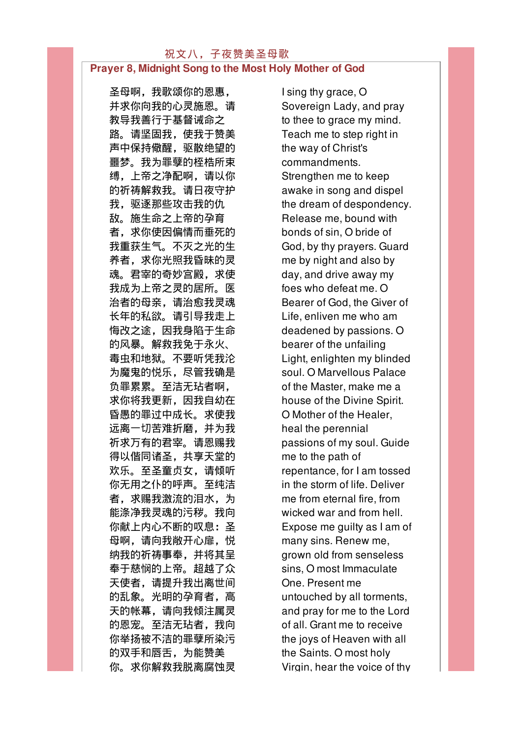## 祝文八，子夜赞美圣母歌

## Prayer 8, Midnight Song to the Most Holy Mother of God

圣母啊，我歌颂你的恩惠，并求你向我的心灵施恩。请教导我善行于基督诫命之路。请坚固我，使我于赞美声中保持儆醒，驱散绝望的噩梦。我为罪孽的桎梏所束缚，上帝之净配啊，请以你的祈祷解救我。请日夜守护我，驱逐那些攻击我的仇敌。施生命之上帝的孕育者，求你使因偏情而垂死的我重获生气。不灭之光的生养者，求你光照我昏昧的灵魂。君宰的奇妙宫殿，求使我成为上帝之灵的居所。医治者的母亲，请治愈我灵魂长年的私欲。请引导我走上悔改之途，因我身陷于生命的风暴。解救我免于永火、毒虫和地狱。不要听凭我沦为魔鬼的悦乐，尽管我确是负罪累累。至洁无玷者啊，求你将我更新，因我自幼在昏愚的罪过中成长。求使我远离一切苦难折磨，并为我祈求万有的君宰。请恩赐我得以偕同诸圣，共享天堂的欢乐。至圣童贞女，请倾听你无用之仆的呼声。至纯洁者，求赐我激流的泪水，为能涤净我灵魂的污秽。我向你献上内心不断的叹息：圣母啊，请向我敞开心扉，悦纳我的祈祷事奉，并将其呈奉于慈悯的上帝。超越了众天使者，请提升我出离世间的乱象。光明的孕育者，高天的帐幕，请向我倾注属灵的恩宠。至洁无玷者，我向你举扬被不洁的罪孽所染污的双手和唇舌，为能赞美你。求你解救我脱离腐蚀灵

I sing thy grace, O Sovereign Lady, and pray to thee to grace my mind. Teach me to step right in the way of Christ's commandments. Strengthen me to keep awake in song and dispel the dream of despondency. Release me, bound with bonds of sin, O bride of God, by thy prayers. Guard me by night and also by day, and drive away my foes who defeat me. O Bearer of God, the Giver of Life, enliven me who am deadened by passions. O bearer of the unfailing Light, enlighten my blinded soul. O Marvellous Palace of the Master, make me a house of the Divine Spirit. O Mother of the Healer, heal the perennial passions of my soul. Guide me to the path of repentance, for I am tossed in the storm of life. Deliver me from eternal fire, from wicked war and from hell. Expose me guilty as I am of many sins. Renew me, grown old from senseless sins, O most Immaculate One. Present me untouched by all torments, and pray for me to the Lord of all. Grant me to receive the joys of Heaven with all the Saints. O most holy Virgin, hear the voice of thy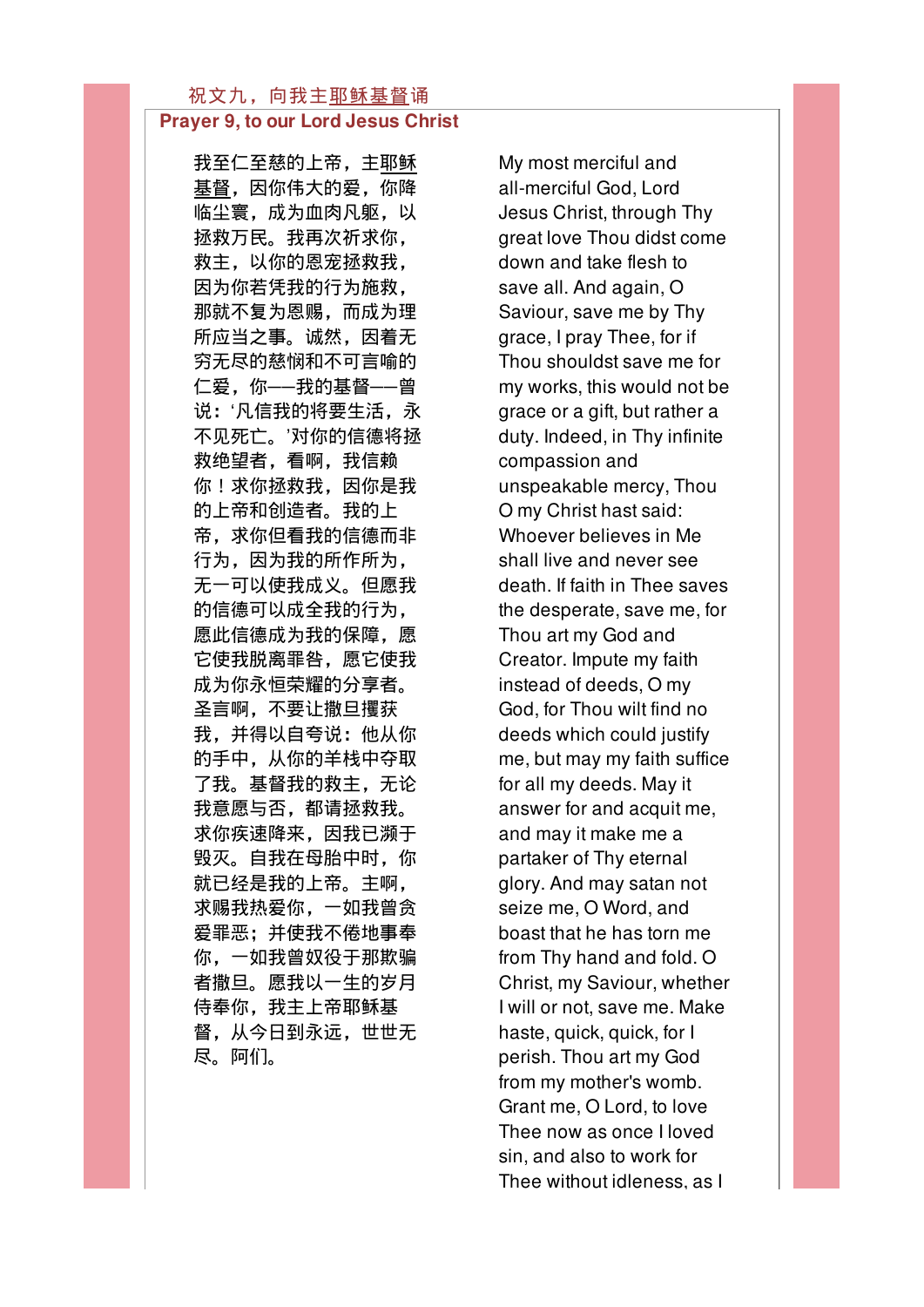## 祝文九，向我主耶稣基督诵

## Prayer 9, to our Lord Jesus Christ

我至仁至慈的上帝，主耶稣基督，因你伟大的爱，你降临尘寰，成为血肉凡躯，以拯救万民。我再次祈求你，救主，以你的恩宠拯救我，因为你若凭我的行为施救，那就不复为恩赐，而成为理所应当之事。诚然，因着无穷无尽的慈悯和不可言喻的仁爱，你——我的基督——曾说：'凡信我的将要生活，永不见死亡。'对你的信德将拯救绝望者，看啊，我信赖你！求你拯救我，因你是我的上帝和创造者。我的上帝，求你但看我的信德而非行为，因为我的所作所为，无一可以使我成义。但愿我的信德可以成全我的行为，愿此信德成为我的保障，愿它使我脱离罪咎，愿它使我成为你永恒荣耀的分享者。圣言啊，不要让撒旦攫获我，并得以自夸说：他从你的手中，从你的羊栈中夺取了我。基督我的救主，无论我意愿与否，都请拯救我。求你疾速降来，因我已濒于毁灭。自我在母胎中时，你就已经是我的上帝。主啊，求赐我热爱你，一如我曾贪爱罪恶；并使我不倦地事奉你，一如我曾奴役于那欺骗者撒旦。愿我以一生的岁月侍奉你，我主上帝耶稣基督，从今日到永远，世世无尽。阿们。

My most merciful and all-merciful God, Lord Jesus Christ, through Thy great love Thou didst come down and take flesh to save all. And again, O Saviour, save me by Thy grace, I pray Thee, for if Thou shouldst save me for my works, this would not be grace or a gift, but rather a duty. Indeed, in Thy infinite compassion and unspeakable mercy, Thou O my Christ hast said: Whoever believes in Me shall live and never see death. If faith in Thee saves the desperate, save me, for Thou art my God and Creator. Impute my faith instead of deeds, O my God, for Thou wilt find no deeds which could justify me, but may my faith suffice for all my deeds. May it answer for and acquit me, and may it make me a partaker of Thy eternal glory. And may satan not seize me, O Word, and boast that he has torn me from Thy hand and fold. O Christ, my Saviour, whether I will or not, save me. Make haste, quick, quick, for I perish. Thou art my God from my mother's womb. Grant me, O Lord, to love Thee now as once I loved sin, and also to work for Thee without idleness, as I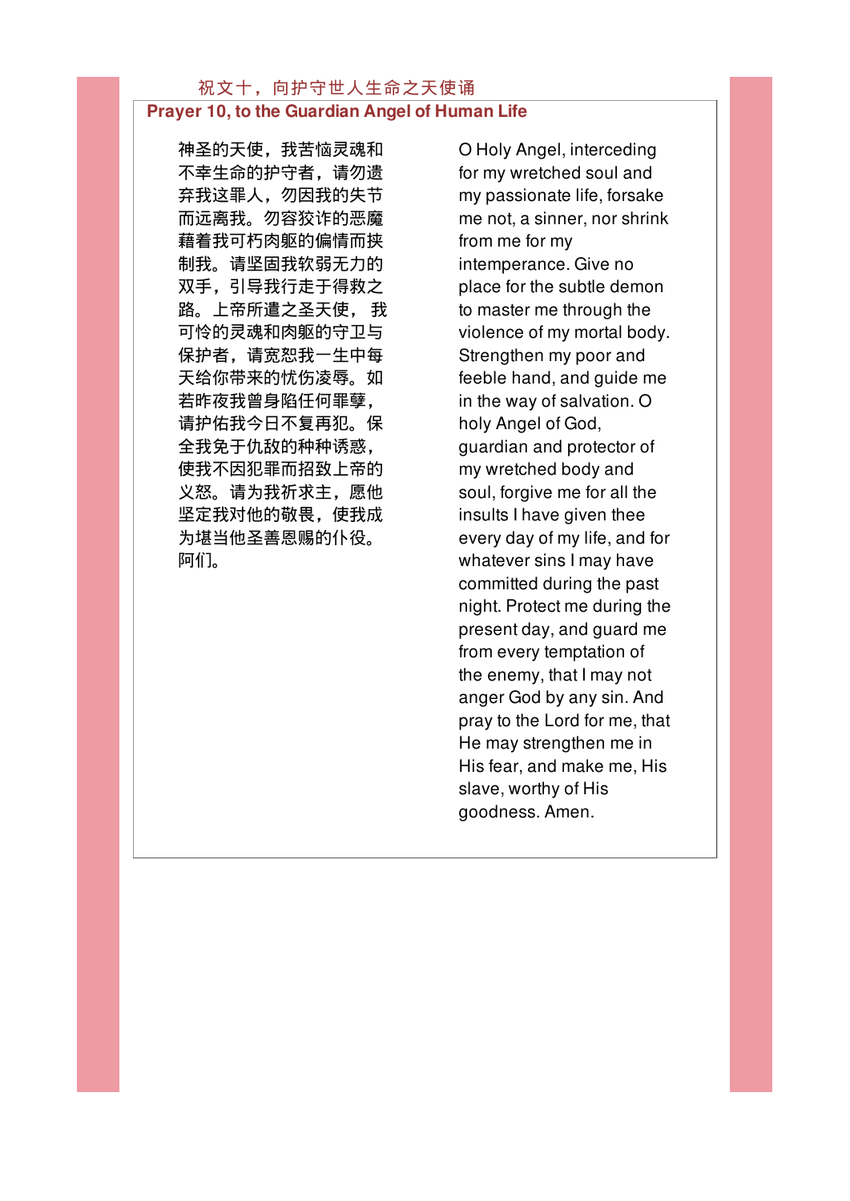## 祝文十，向护守世人生命之天使诵

## Prayer 10, to the Guardian Angel of Human Life

神圣的天使，我苦恼灵魂和不幸生命的护守者，请勿遗弃我这罪人，勿因我的失节而远离我。勿容狡诈的恶魔藉着我可朽肉躯的偏情而挟制我。请坚固我软弱无力的双手，引导我行走于得救之路。上帝所遣之圣天使， 我可怜的灵魂和肉躯的守卫与保护者，请宽恕我一生中每天给你带来的忧伤凌辱。如若昨夜我曾身陷任何罪孽，请护佑我今日不复再犯。保全我免于仇敌的种种诱惑，使我不因犯罪而招致上帝的义怒。请为我祈求主，愿他坚定我对他的敬畏，使我成为堪当他圣善恩赐的仆役。阿们。

O Holy Angel, interceding for my wretched soul and my passionate life, forsake me not, a sinner, nor shrink from me for my intemperance. Give no place for the subtle demon to master me through the violence of my mortal body. Strengthen my poor and feeble hand, and guide me in the way of salvation. O holy Angel of God, guardian and protector of my wretched body and soul, forgive me for all the insults I have given thee every day of my life, and for whatever sins I may have committed during the past night. Protect me during the present day, and guard me from every temptation of the enemy, that I may not anger God by any sin. And pray to the Lord for me, that He may strengthen me in His fear, and make me, His slave, worthy of His goodness. Amen.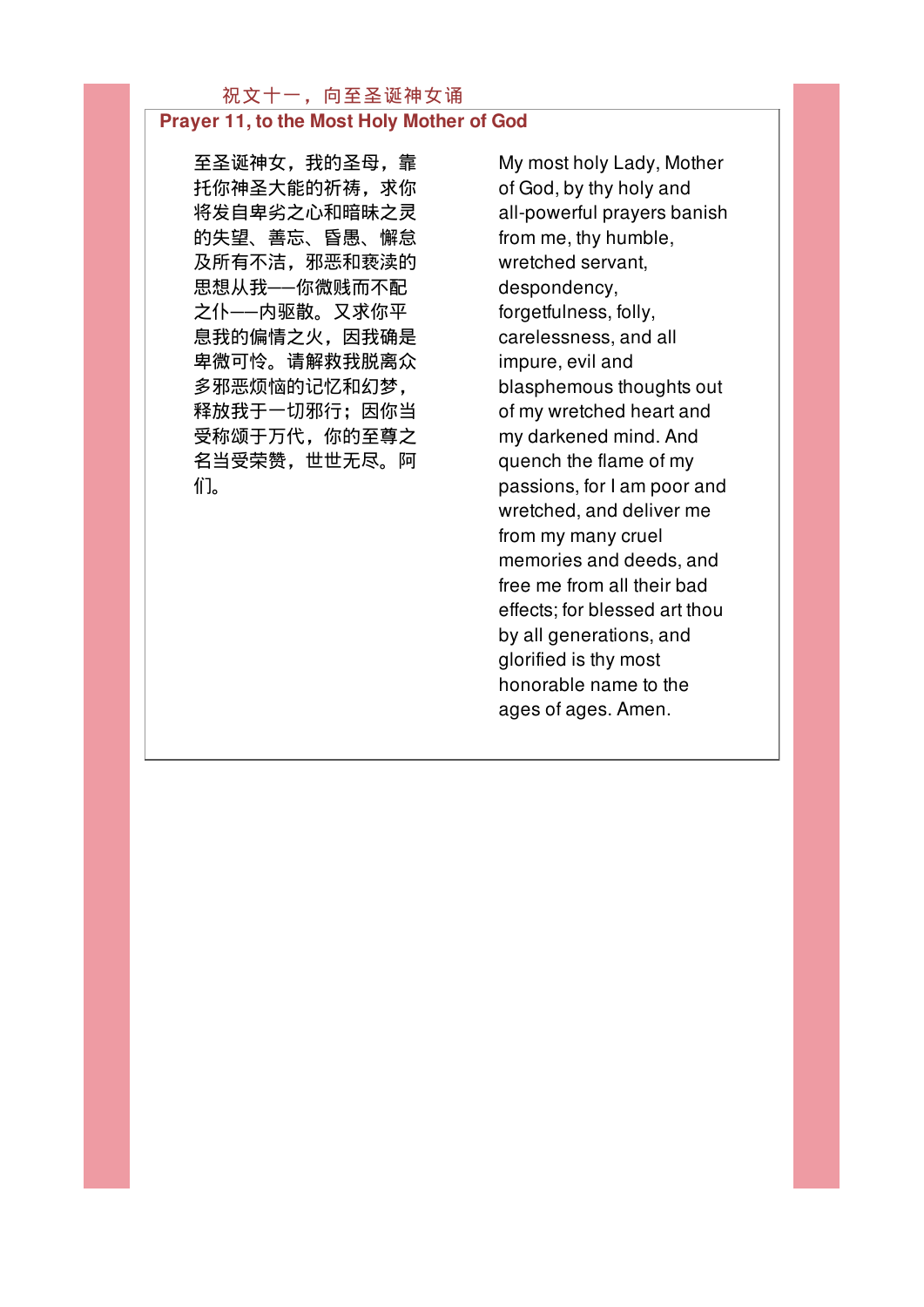## 祝文十一，向至圣诞神女诵

## Prayer 11, to the Most Holy Mother of God

至圣诞神女，我的圣母，靠托你神圣大能的祈祷，求你将发自卑劣之心和暗昧之灵的失望、善忘、昏愚、懈怠及所有不洁，邪恶和亵渎的思想从我——你微贱而不配之仆——内驱散。又求你平息我的偏情之火，因我确是卑微可怜。请解救我脱离众多邪恶烦恼的记忆和幻梦，释放我于一切邪行；因你当受称颂于万代，你的至尊之名当受荣赞，世世无尽。阿们。

My most holy Lady, Mother of God, by thy holy and all-powerful prayers banish from me, thy humble, wretched servant, despondency, forgetfulness, folly, carelessness, and all impure, evil and blasphemous thoughts out of my wretched heart and my darkened mind. And quench the flame of my passions, for I am poor and wretched, and deliver me from my many cruel memories and deeds, and free me from all their bad effects; for blessed art thou by all generations, and glorified is thy most honorable name to the ages of ages. Amen.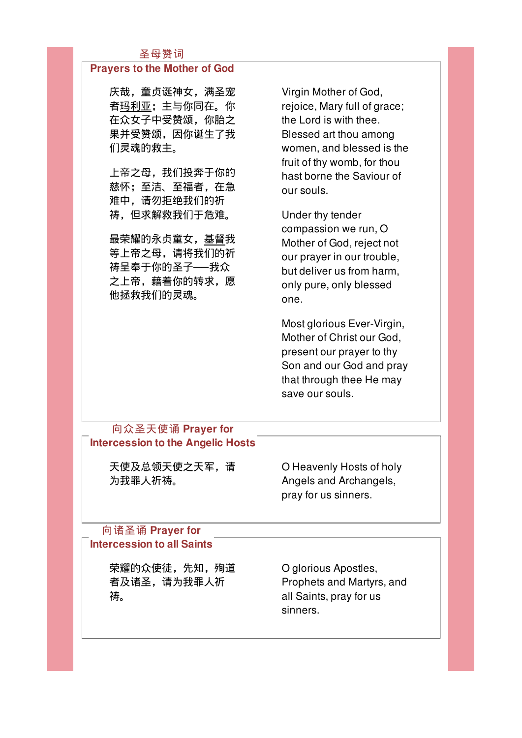## 圣母赞词
## Prayers to the Mother of God

庆哉，童贞诞神女，满圣宠者玛利亚；主与你同在。你在众女子中受赞颂，你胎之果并受赞颂，因你诞生了我们灵魂的救主。

Virgin Mother of God, rejoice, Mary full of grace; the Lord is with thee. Blessed art thou among women, and blessed is the fruit of thy womb, for thou hast borne the Saviour of our souls.

上帝之母，我们投奔于你的慈怀；至洁、至福者，在急难中，请勿拒绝我们的祈祷，但求解救我们于危难。

Under thy tender compassion we run, O Mother of God, reject not our prayer in our trouble, but deliver us from harm, only pure, only blessed one.

最荣耀的永贞童女，基督我等上帝之母，请将我们的祈祷呈奉于你的圣子——我众之上帝，藉着你的转求，愿他拯救我们的灵魂。

Most glorious Ever-Virgin, Mother of Christ our God, present our prayer to thy Son and our God and pray that through thee He may save our souls.

## 向众圣天使诵 Prayer for Intercession to the Angelic Hosts

天使及总领天使之天军，请为我罪人祈祷。

O Heavenly Hosts of holy Angels and Archangels, pray for us sinners.

## 向诸圣诵 Prayer for Intercession to all Saints

荣耀的众使徒，先知，殉道者及诸圣，请为我罪人祈祷。

O glorious Apostles, Prophets and Martyrs, and all Saints, pray for us sinners.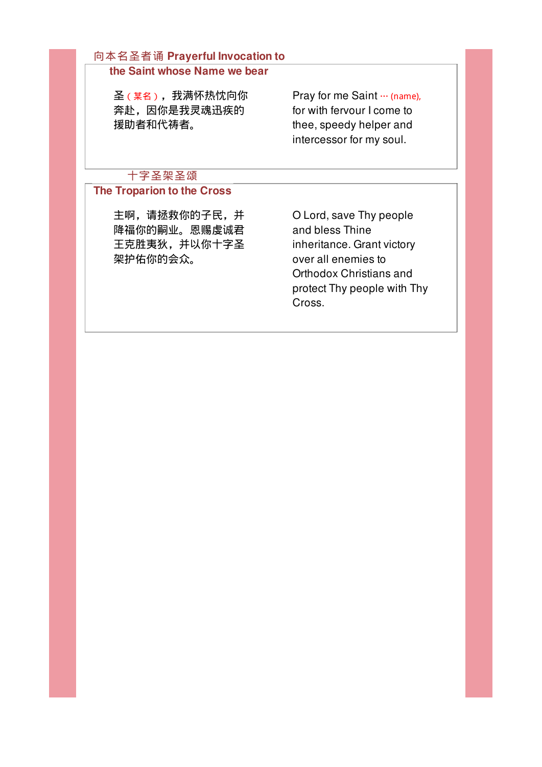## 向本名圣者诵 Prayerful Invocation to the Saint whose Name we bear

圣（某名），我满怀热忱向你奔赴，因你是我灵魂迅疾的援助者和代祷者。

Pray for me Saint … (name), for with fervour I come to thee, speedy helper and intercessor for my soul.

## 十字圣架圣颂 The Troparion to the Cross

主啊，请拯救你的子民，并降福你的嗣业。恩赐虔诚君王克胜夷狄，并以你十字圣架护佑你的会众。

O Lord, save Thy people and bless Thine inheritance. Grant victory over all enemies to Orthodox Christians and protect Thy people with Thy Cross.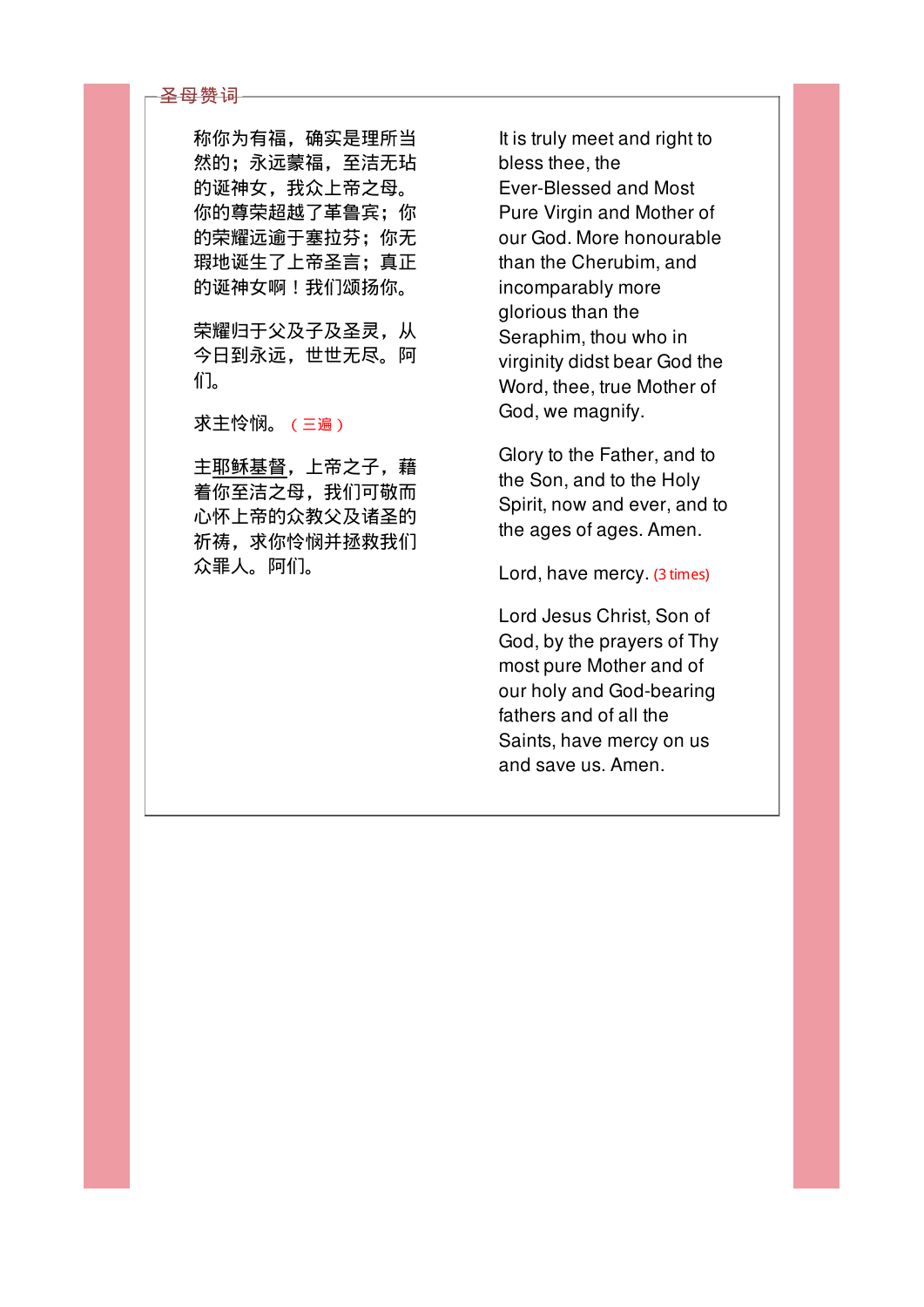## 圣母赞词

称你为有福，确实是理所当然的；永远蒙福，至洁无玷的诞神女，我众上帝之母。你的尊荣超越了革鲁宾；你的荣耀远逾于塞拉芬；你无瑕地诞生了上帝圣言；真正的诞神女啊！我们颂扬你。

荣耀归于父及子及圣灵，从今日到永远，世世无尽。阿们。

求主怜悯。（三遍）

主耶稣基督，上帝之子，藉着你至洁之母，我们可敬而心怀上帝的众教父及诸圣的祈祷，求你怜悯并拯救我们众罪人。阿们。

It is truly meet and right to bless thee, the Ever-Blessed and Most Pure Virgin and Mother of our God. More honourable than the Cherubim, and incomparably more glorious than the Seraphim, thou who in virginity didst bear God the Word, thee, true Mother of God, we magnify.

Glory to the Father, and to the Son, and to the Holy Spirit, now and ever, and to the ages of ages. Amen.

Lord, have mercy. (3 times)

Lord Jesus Christ, Son of God, by the prayers of Thy most pure Mother and of our holy and God-bearing fathers and of all the Saints, have mercy on us and save us. Amen.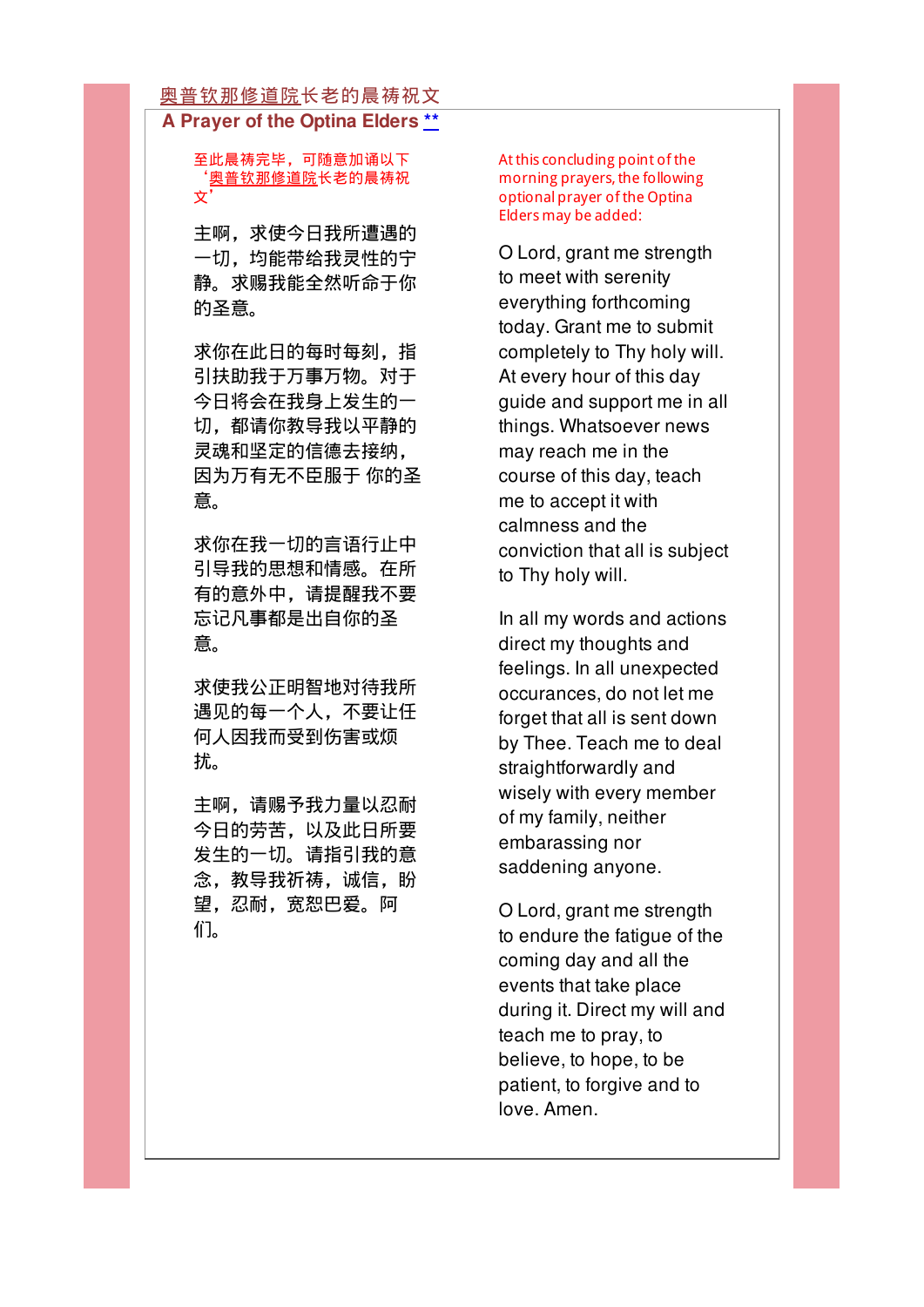# 奥普钦那修道院长老的晨祷祝文

## A Prayer of the Optina Elders **

至此晨祷完毕，可随意加诵以下‘奥普钦那修道院长老的晨祷祝文’

At this concluding point of the morning prayers, the following optional prayer of the Optina Elders may be added:

主啊，求使今日我所遭遇的一切，均能带给我灵性的宁静。求赐我能全然听命于你的圣意。

求你在此日的每时每刻，指引扶助我于万事万物。对于今日将会在我身上发生的一切，都请你教导我以平静的灵魂和坚定的信德去接纳，因为万有无不臣服于 你的圣意。

求你在我一切的言语行止中引导我的思想和情感。在所有的意外中，请提醒我不要忘记凡事都是出自你的圣意。

求使我公正明智地对待我所遇见的每一个人，不要让任何人因我而受到伤害或烦扰。

主啊，请赐予我力量以忍耐今日的劳苦，以及此日所要发生的一切。请指引我的意念，教导我祈祷，诚信，盼望，忍耐，宽恕巴爱。阿们。

O Lord, grant me strength to meet with serenity everything forthcoming today. Grant me to submit completely to Thy holy will. At every hour of this day guide and support me in all things. Whatsoever news may reach me in the course of this day, teach me to accept it with calmness and the conviction that all is subject to Thy holy will.

In all my words and actions direct my thoughts and feelings. In all unexpected occurances, do not let me forget that all is sent down by Thee. Teach me to deal straightforwardly and wisely with every member of my family, neither embarassing nor saddening anyone.

O Lord, grant me strength to endure the fatigue of the coming day and all the events that take place during it. Direct my will and teach me to pray, to believe, to hope, to be patient, to forgive and to love. Amen.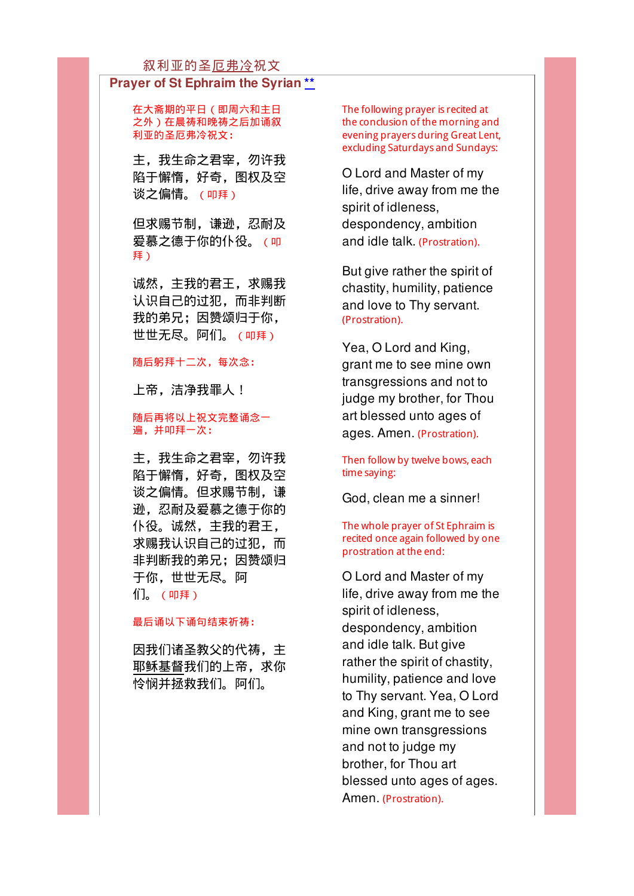# 叙利亚的圣厄弗冷祝文

## Prayer of St Ephraim the Syrian **

在大斋期的平日（即周六和主日之外）在晨祷和晚祷之后加诵叙利亚的圣厄弗冷祝文：

主，我生命之君宰，勿许我陷于懈惰，好奇，图权及空谈之偏情。（叩拜）

但求赐节制，谦逊，忍耐及爱慕之德于你的仆役。（叩拜）

诚然，主我的君王，求赐我认识自己的过犯，而非判断我的弟兄；因赞颂归于你，世世无尽。阿们。（叩拜）

随后躬拜十二次，每次念：

上帝，洁净我罪人！

随后再将以上祝文完整诵念一遍，并叩拜一次：

主，我生命之君宰，勿许我陷于懈惰，好奇，图权及空谈之偏情。但求赐节制，谦逊，忍耐及爱慕之德于你的仆役。诚然，主我的君王，求赐我认识自己的过犯，而非判断我的弟兄；因赞颂归于你，世世无尽。阿们。（叩拜）

最后诵以下诵句结束祈祷：

因我们诸圣教父的代祷，主耶稣基督我们的上帝，求你怜悯并拯救我们。阿们。

The following prayer is recited at the conclusion of the morning and evening prayers during Great Lent, excluding Saturdays and Sundays:

O Lord and Master of my life, drive away from me the spirit of idleness, despondency, ambition and idle talk. (Prostration).

But give rather the spirit of chastity, humility, patience and love to Thy servant. (Prostration).

Yea, O Lord and King, grant me to see mine own transgressions and not to judge my brother, for Thou art blessed unto ages of ages. Amen. (Prostration).

Then follow by twelve bows, each time saying:

God, clean me a sinner!

The whole prayer of St Ephraim is recited once again followed by one prostration at the end:

O Lord and Master of my life, drive away from me the spirit of idleness, despondency, ambition and idle talk. But give rather the spirit of chastity, humility, patience and love to Thy servant. Yea, O Lord and King, grant me to see mine own transgressions and not to judge my brother, for Thou art blessed unto ages of ages. Amen. (Prostration).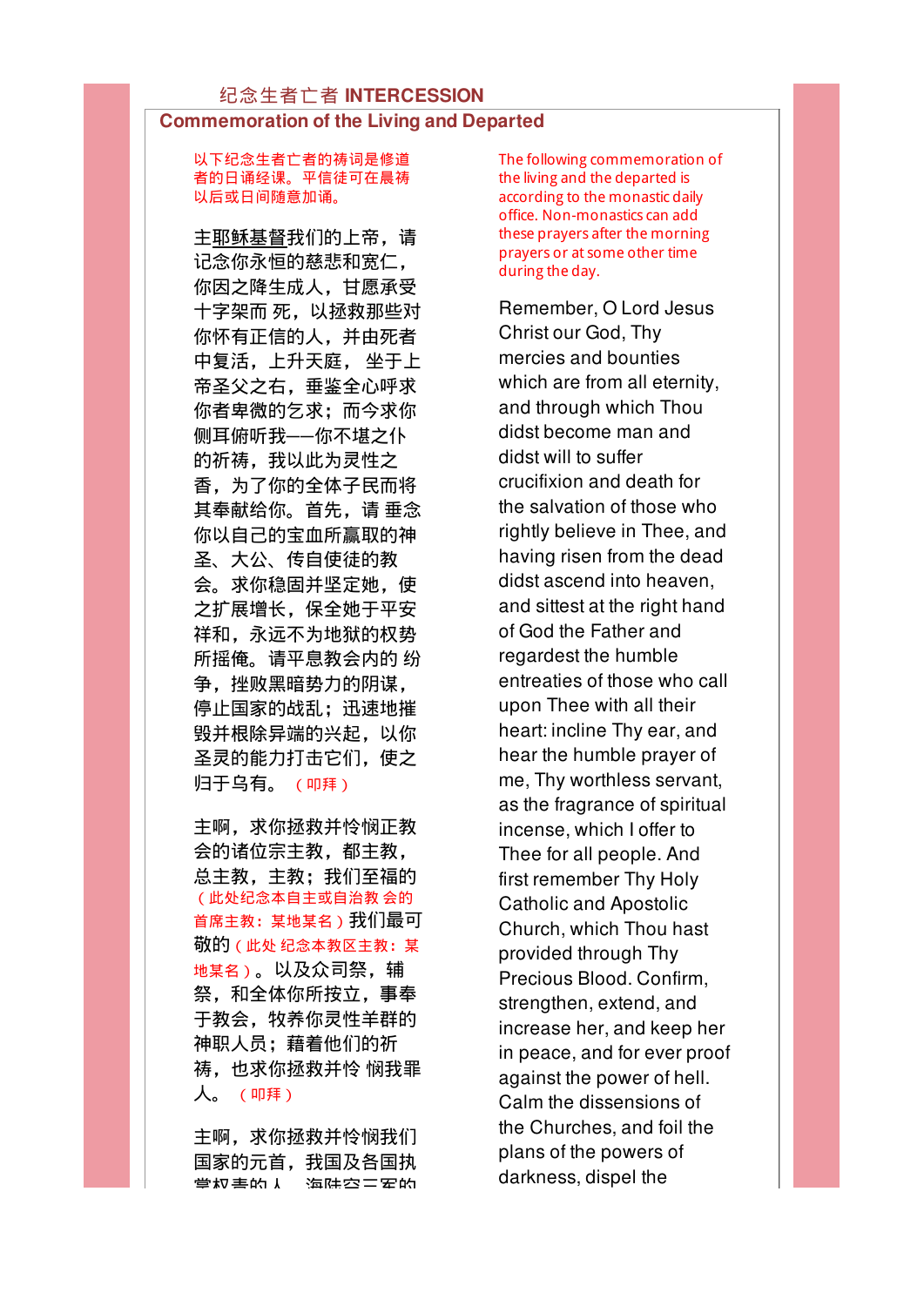## 纪念生者亡者 INTERCESSION

### Commemoration of the Living and Departed

以下纪念生者亡者的祷词是修道者的日诵经课。平信徒可在晨祷以后或日间随意加诵。

主耶稣基督我们的上帝，请记念你永恒的慈悲和宽仁，你因之降生成人，甘愿承受十字架而 死，以拯救那些对你怀有正信的人，并由死者中复活，上升天庭， 坐于上帝圣父之右，垂鉴全心呼求你者卑微的乞求；而今求你侧耳俯听我——你不堪之仆的祈祷，我以此为灵性之香，为了你的全体子民而将其奉献给你。首先，请 垂念你以自己的宝血所赢取的神圣、大公、传自使徒的教会。求你稳固并坚定她，使之扩展增长，保全她于平安祥和，永远不为地狱的权势所摇俺。请平息教会内的 纷争，挫败黑暗势力的阴谋，停止国家的战乱；迅速地摧毁并根除异端的兴起，以你圣灵的能力打击它们，使之归于乌有。（叩拜）

主啊，求你拯救并怜悯正教会的诸位宗主教，都主教，总主教，主教；我们至福的（此处纪念本自主或自治教 会的首席主教：某地某名）我们最可敬的（此处 纪念本教区主教：某地某名）。以及众司祭，辅祭，和全体你所按立，事奉于教会，牧养你灵性羊群的神职人员；藉着他们的祈祷，也求你拯救并怜 悯我罪人。（叩拜）

主啊，求你拯救并怜悯我们国家的元首，我国及各国执掌权责的人，海陆空三军的

The following commemoration of the living and the departed is according to the monastic daily office. Non-monastics can add these prayers after the morning prayers or at some other time during the day.

Remember, O Lord Jesus Christ our God, Thy mercies and bounties which are from all eternity, and through which Thou didst become man and didst will to suffer crucifixion and death for the salvation of those who rightly believe in Thee, and having risen from the dead didst ascend into heaven, and sittest at the right hand of God the Father and regardest the humble entreaties of those who call upon Thee with all their heart: incline Thy ear, and hear the humble prayer of me, Thy worthless servant, as the fragrance of spiritual incense, which I offer to Thee for all people. And first remember Thy Holy Catholic and Apostolic Church, which Thou hast provided through Thy Precious Blood. Confirm, strengthen, extend, and increase her, and keep her in peace, and for ever proof against the power of hell. Calm the dissensions of the Churches, and foil the plans of the powers of darkness, dispel the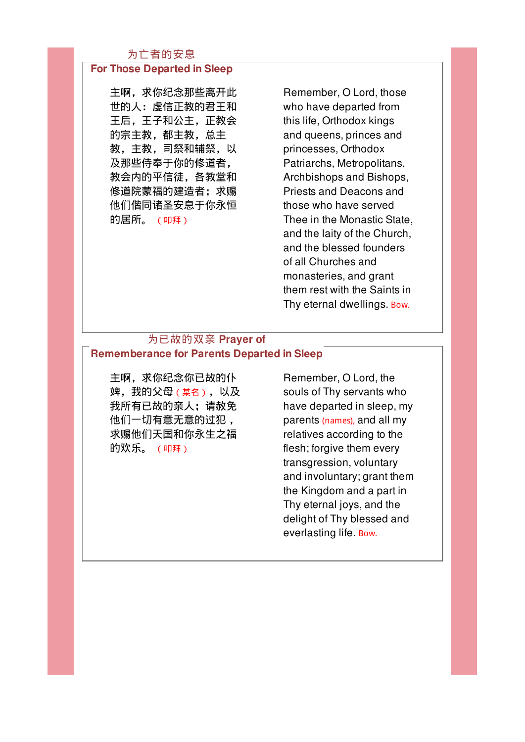## 为亡者的安息

## For Those Departed in Sleep

主啊，求你纪念那些离开此世的人：虔信正教的君王和王后，王子和公主，正教会的宗主教，都主教，总主教，主教，司祭和辅祭，以及那些侍奉于你的修道者，教会内的平信徒，各教堂和修道院蒙福的建造者；求赐他们偕同诸圣安息于你永恒的居所。（叩拜）

Remember, O Lord, those who have departed from this life, Orthodox kings and queens, princes and princesses, Orthodox Patriarchs, Metropolitans, Archbishops and Bishops, Priests and Deacons and those who have served Thee in the Monastic State, and the laity of the Church, and the blessed founders of all Churches and monasteries, and grant them rest with the Saints in Thy eternal dwellings. Bow.

## 为已故的双亲 Prayer of Rememberance for Parents Departed in Sleep

主啊，求你纪念你已故的仆婢，我的父母（某名），以及我所有已故的亲人；请赦免他们一切有意无意的过犯，求赐他们天国和你永生之福的欢乐。（叩拜）

Remember, O Lord, the souls of Thy servants who have departed in sleep, my parents (names), and all my relatives according to the flesh; forgive them every transgression, voluntary and involuntary; grant them the Kingdom and a part in Thy eternal joys, and the delight of Thy blessed and everlasting life. Bow.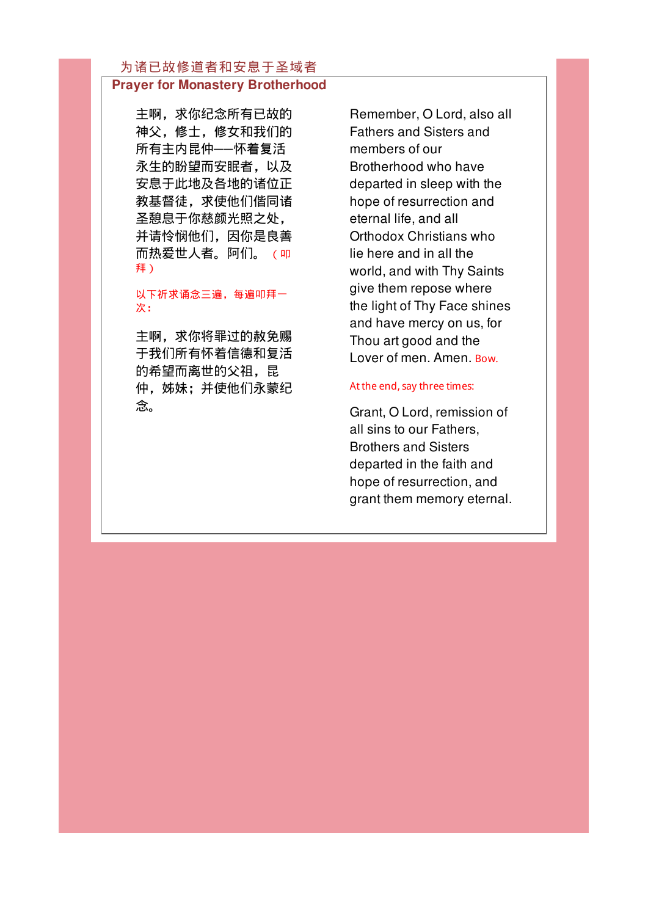## 为诸已故修道者和安息于圣域者

## Prayer for Monastery Brotherhood

主啊，求你纪念所有已故的神父，修士，修女和我们的所有主内昆仲——怀着复活永生的盼望而安眠者，以及安息于此地及各地的诸位正教基督徒，求使他们偕同诸圣憩息于你慈颜光照之处，并请怜悯他们，因你是良善而热爱世人者。阿们。（叩拜）

以下祈求诵念三遍，每遍叩拜一次：

主啊，求你将罪过的赦免赐于我们所有怀着信德和复活的希望而离世的父祖，昆仲，姊妹；并使他们永蒙纪念。

Remember, O Lord, also all Fathers and Sisters and members of our Brotherhood who have departed in sleep with the hope of resurrection and eternal life, and all Orthodox Christians who lie here and in all the world, and with Thy Saints give them repose where the light of Thy Face shines and have mercy on us, for Thou art good and the Lover of men. Amen. Bow.

At the end, say three times:

Grant, O Lord, remission of all sins to our Fathers, Brothers and Sisters departed in the faith and hope of resurrection, and grant them memory eternal.